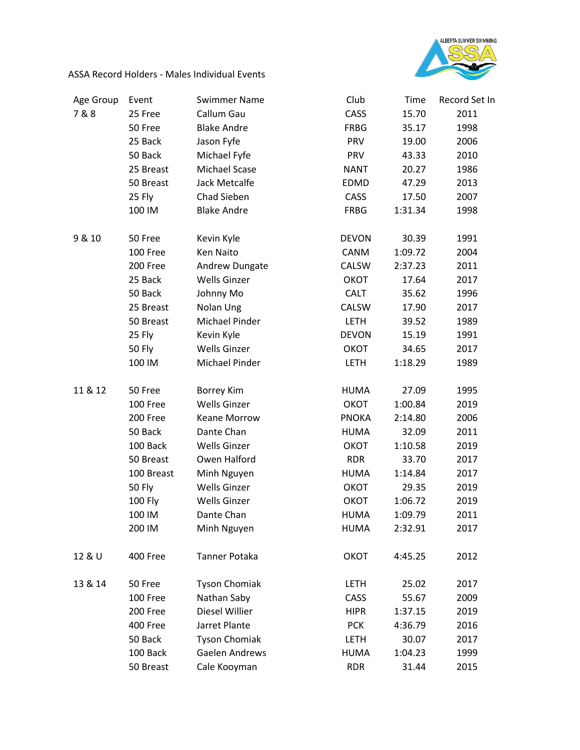ASSA Record Holders - Males Individual Events

| Age Group | Event | Swimmer Name | Club | Time | Record Set In |
|---|---|---|---|---|---|
| 7 & 8 | 25 Free | Callum Gau | CASS | 15.70 | 2011 |
| | 50 Free | Blake Andre | FRBG | 35.17 | 1998 |
| | 25 Back | Jason Fyfe | PRV | 19.00 | 2006 |
| | 50 Back | Michael Fyfe | PRV | 43.33 | 2010 |
| | 25 Breast | Michael Scase | NANT | 20.27 | 1986 |
| | 50 Breast | Jack Metcalfe | EDMD | 47.29 | 2013 |
| | 25 Fly | Chad Sieben | CASS | 17.50 | 2007 |
| | 100 IM | Blake Andre | FRBG | 1:31.34 | 1998 |
| 9 & 10 | 50 Free | Kevin Kyle | DEVON | 30.39 | 1991 |
| | 100 Free | Ken Naito | CANM | 1:09.72 | 2004 |
| | 200 Free | Andrew Dungate | CALSW | 2:37.23 | 2011 |
| | 25 Back | Wells Ginzer | OKOT | 17.64 | 2017 |
| | 50 Back | Johnny Mo | CALT | 35.62 | 1996 |
| | 25 Breast | Nolan Ung | CALSW | 17.90 | 2017 |
| | 50 Breast | Michael Pinder | LETH | 39.52 | 1989 |
| | 25 Fly | Kevin Kyle | DEVON | 15.19 | 1991 |
| | 50 Fly | Wells Ginzer | OKOT | 34.65 | 2017 |
| | 100 IM | Michael Pinder | LETH | 1:18.29 | 1989 |
| 11 & 12 | 50 Free | Borrey Kim | HUMA | 27.09 | 1995 |
| | 100 Free | Wells Ginzer | OKOT | 1:00.84 | 2019 |
| | 200 Free | Keane Morrow | PNOKA | 2:14.80 | 2006 |
| | 50 Back | Dante Chan | HUMA | 32.09 | 2011 |
| | 100 Back | Wells Ginzer | OKOT | 1:10.58 | 2019 |
| | 50 Breast | Owen Halford | RDR | 33.70 | 2017 |
| | 100 Breast | Minh Nguyen | HUMA | 1:14.84 | 2017 |
| | 50 Fly | Wells Ginzer | OKOT | 29.35 | 2019 |
| | 100 Fly | Wells Ginzer | OKOT | 1:06.72 | 2019 |
| | 100 IM | Dante Chan | HUMA | 1:09.79 | 2011 |
| | 200 IM | Minh Nguyen | HUMA | 2:32.91 | 2017 |
| 12 & U | 400 Free | Tanner Potaka | OKOT | 4:45.25 | 2012 |
| 13 & 14 | 50 Free | Tyson Chomiak | LETH | 25.02 | 2017 |
| | 100 Free | Nathan Saby | CASS | 55.67 | 2009 |
| | 200 Free | Diesel Willier | HIPR | 1:37.15 | 2019 |
| | 400 Free | Jarret Plante | PCK | 4:36.79 | 2016 |
| | 50 Back | Tyson Chomiak | LETH | 30.07 | 2017 |
| | 100 Back | Gaelen Andrews | HUMA | 1:04.23 | 1999 |
| | 50 Breast | Cale Kooyman | RDR | 31.44 | 2015 |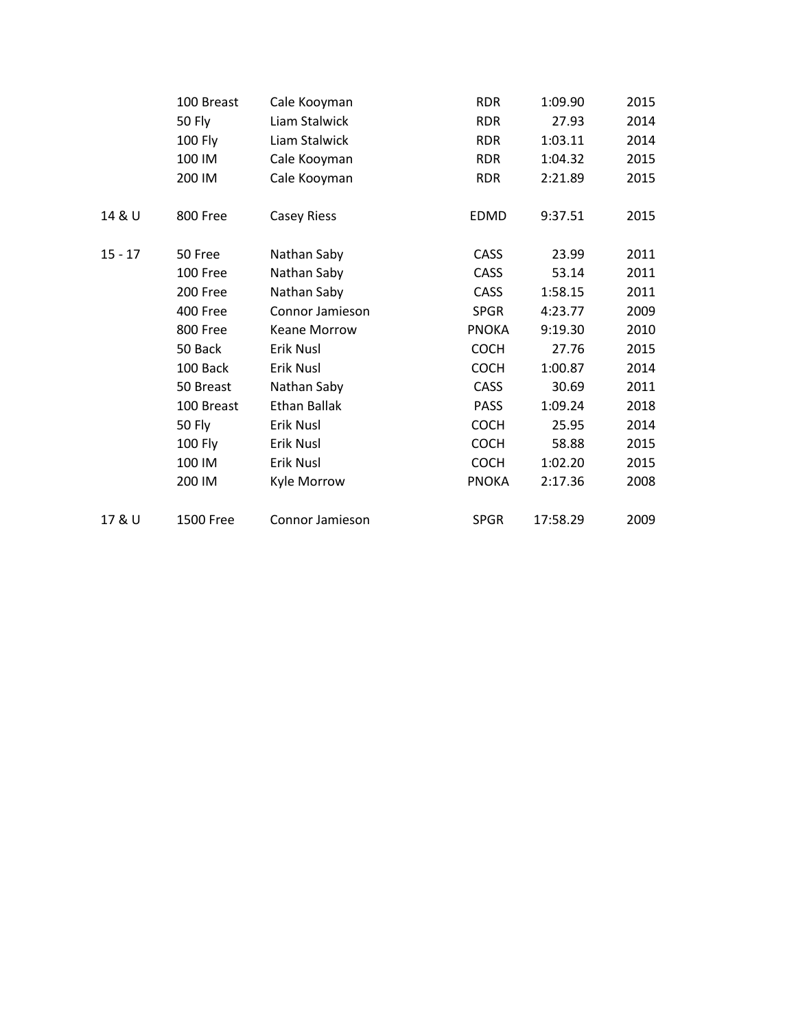| | | | | | |
|---|---|---|---|---|---|
| | 100 Breast | Cale Kooyman | RDR | 1:09.90 | 2015 |
| | 50 Fly | Liam Stalwick | RDR | 27.93 | 2014 |
| | 100 Fly | Liam Stalwick | RDR | 1:03.11 | 2014 |
| | 100 IM | Cale Kooyman | RDR | 1:04.32 | 2015 |
| | 200 IM | Cale Kooyman | RDR | 2:21.89 | 2015 |
| 14 & U | 800 Free | Casey Riess | EDMD | 9:37.51 | 2015 |
| 15 - 17 | 50 Free | Nathan Saby | CASS | 23.99 | 2011 |
| | 100 Free | Nathan Saby | CASS | 53.14 | 2011 |
| | 200 Free | Nathan Saby | CASS | 1:58.15 | 2011 |
| | 400 Free | Connor Jamieson | SPGR | 4:23.77 | 2009 |
| | 800 Free | Keane Morrow | PNOKA | 9:19.30 | 2010 |
| | 50 Back | Erik Nusl | COCH | 27.76 | 2015 |
| | 100 Back | Erik Nusl | COCH | 1:00.87 | 2014 |
| | 50 Breast | Nathan Saby | CASS | 30.69 | 2011 |
| | 100 Breast | Ethan Ballak | PASS | 1:09.24 | 2018 |
| | 50 Fly | Erik Nusl | COCH | 25.95 | 2014 |
| | 100 Fly | Erik Nusl | COCH | 58.88 | 2015 |
| | 100 IM | Erik Nusl | COCH | 1:02.20 | 2015 |
| | 200 IM | Kyle Morrow | PNOKA | 2:17.36 | 2008 |
| 17 & U | 1500 Free | Connor Jamieson | SPGR | 17:58.29 | 2009 |